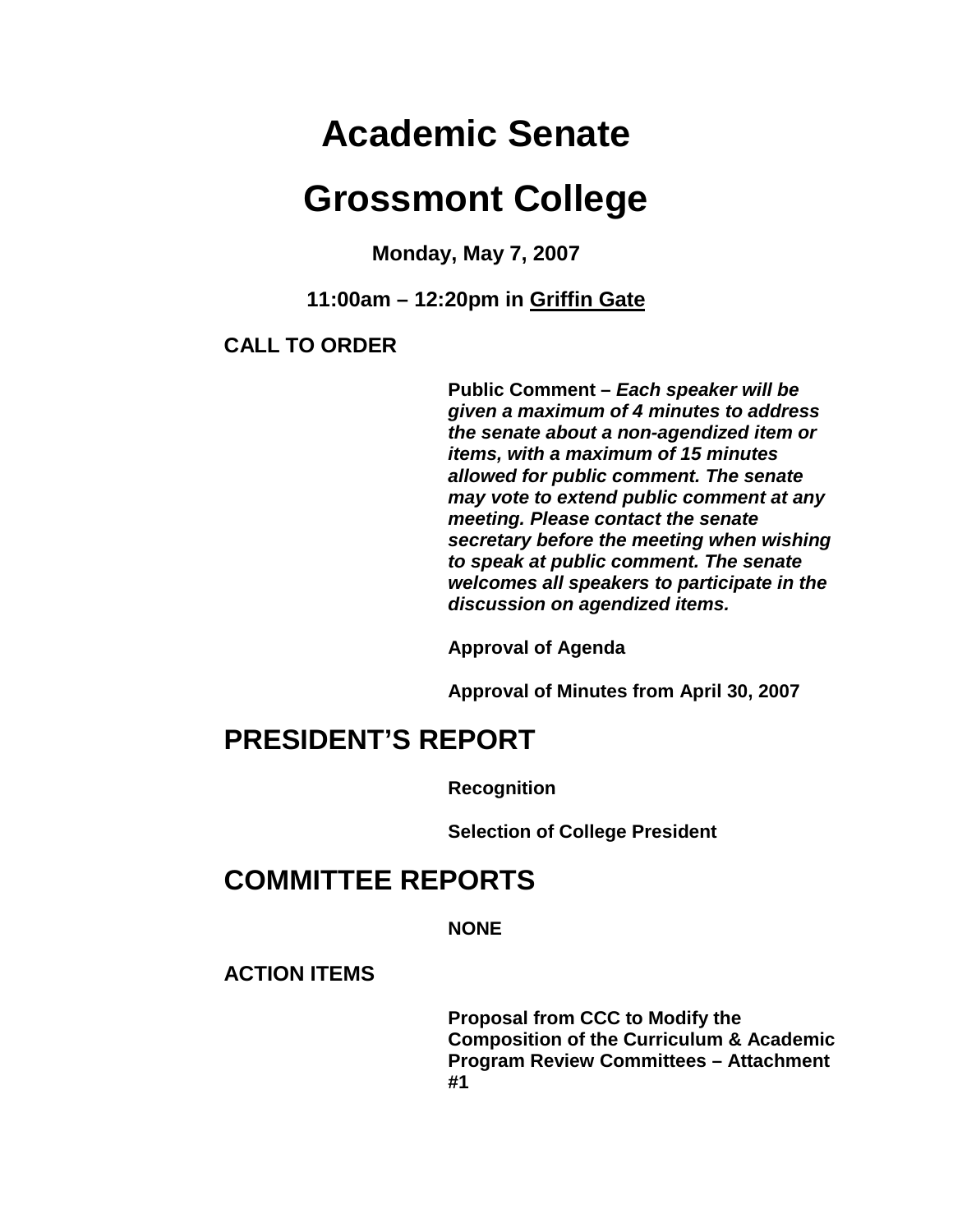# Academic Senate

# Grossmont College

**Monday, May 7, 2007**

**11:00am – 12:20pm in Griffin Gate**

## CALL TO ORDER

**Public Comment –** ***Each speaker will be given a maximum of 4 minutes to address the senate about a non-agendized item or items, with a maximum of 15 minutes allowed for public comment. The senate may vote to extend public comment at any meeting. Please contact the senate secretary before the meeting when wishing to speak at public comment. The senate welcomes all speakers to participate in the discussion on agendized items.***

**Approval of Agenda**

**Approval of Minutes from April 30, 2007**

## PRESIDENT'S REPORT

**Recognition**

**Selection of College President**

## COMMITTEE REPORTS

**NONE**

## ACTION ITEMS

**Proposal from CCC to Modify the Composition of the Curriculum & Academic Program Review Committees – Attachment #1**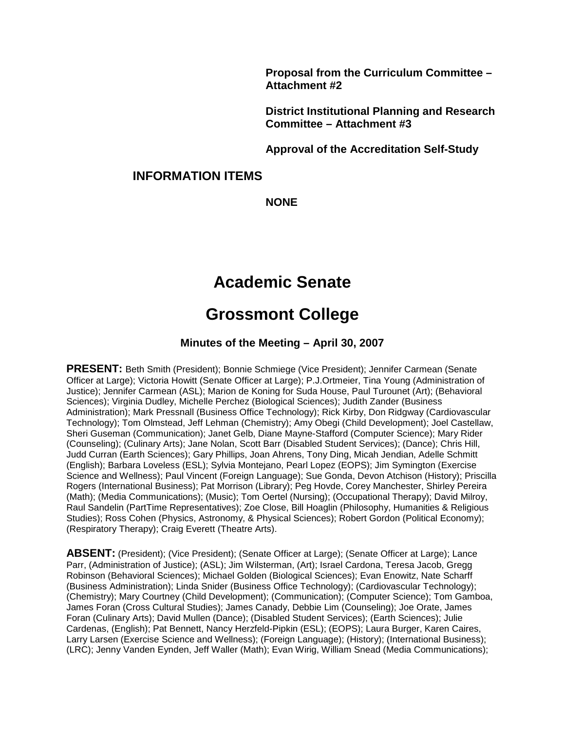**Proposal from the Curriculum Committee – Attachment #2**

**District Institutional Planning and Research Committee – Attachment #3**

**Approval of the Accreditation Self-Study**

**INFORMATION ITEMS**

**NONE**

# Academic Senate

# Grossmont College

### Minutes of the Meeting – April 30, 2007

**PRESENT:** Beth Smith (President); Bonnie Schmiege (Vice President); Jennifer Carmean (Senate Officer at Large); Victoria Howitt (Senate Officer at Large); P.J.Ortmeier, Tina Young (Administration of Justice); Jennifer Carmean (ASL); Marion de Koning for Suda House, Paul Turounet (Art); (Behavioral Sciences); Virginia Dudley, Michelle Perchez (Biological Sciences); Judith Zander (Business Administration); Mark Pressnall (Business Office Technology); Rick Kirby, Don Ridgway (Cardiovascular Technology); Tom Olmstead, Jeff Lehman (Chemistry); Amy Obegi (Child Development); Joel Castellaw, Sheri Guseman (Communication); Janet Gelb, Diane Mayne-Stafford (Computer Science); Mary Rider (Counseling); (Culinary Arts); Jane Nolan, Scott Barr (Disabled Student Services); (Dance); Chris Hill, Judd Curran (Earth Sciences); Gary Phillips, Joan Ahrens, Tony Ding, Micah Jendian, Adelle Schmitt (English); Barbara Loveless (ESL); Sylvia Montejano, Pearl Lopez (EOPS); Jim Symington (Exercise Science and Wellness); Paul Vincent (Foreign Language); Sue Gonda, Devon Atchison (History); Priscilla Rogers (International Business); Pat Morrison (Library); Peg Hovde, Corey Manchester, Shirley Pereira (Math); (Media Communications); (Music); Tom Oertel (Nursing); (Occupational Therapy); David Milroy, Raul Sandelin (PartTime Representatives); Zoe Close, Bill Hoaglin (Philosophy, Humanities & Religious Studies); Ross Cohen (Physics, Astronomy, & Physical Sciences); Robert Gordon (Political Economy); (Respiratory Therapy); Craig Everett (Theatre Arts).

**ABSENT:** (President); (Vice President); (Senate Officer at Large); (Senate Officer at Large); Lance Parr, (Administration of Justice); (ASL); Jim Wilsterman, (Art); Israel Cardona, Teresa Jacob, Gregg Robinson (Behavioral Sciences); Michael Golden (Biological Sciences); Evan Enowitz, Nate Scharff (Business Administration); Linda Snider (Business Office Technology); (Cardiovascular Technology); (Chemistry); Mary Courtney (Child Development); (Communication); (Computer Science); Tom Gamboa, James Foran (Cross Cultural Studies); James Canady, Debbie Lim (Counseling); Joe Orate, James Foran (Culinary Arts); David Mullen (Dance); (Disabled Student Services); (Earth Sciences); Julie Cardenas, (English); Pat Bennett, Nancy Herzfeld-Pipkin (ESL); (EOPS); Laura Burger, Karen Caires, Larry Larsen (Exercise Science and Wellness); (Foreign Language); (History); (International Business); (LRC); Jenny Vanden Eynden, Jeff Waller (Math); Evan Wirig, William Snead (Media Communications);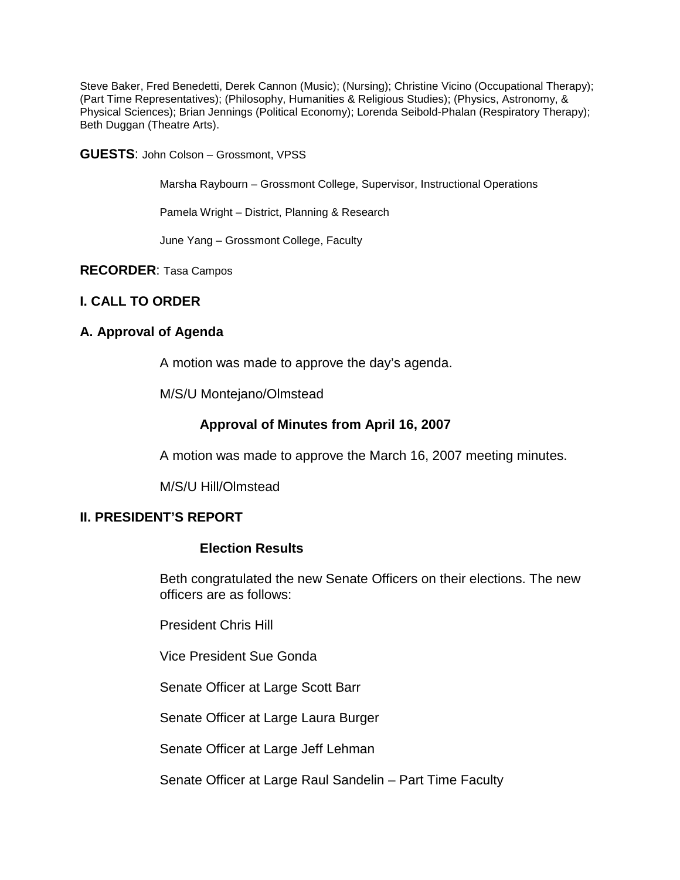Steve Baker, Fred Benedetti, Derek Cannon (Music); (Nursing); Christine Vicino (Occupational Therapy); (Part Time Representatives); (Philosophy, Humanities & Religious Studies); (Physics, Astronomy, & Physical Sciences); Brian Jennings (Political Economy); Lorenda Seibold-Phalan (Respiratory Therapy); Beth Duggan (Theatre Arts).

**GUESTS**: John Colson – Grossmont, VPSS

Marsha Raybourn – Grossmont College, Supervisor, Instructional Operations

Pamela Wright – District, Planning & Research

June Yang – Grossmont College, Faculty

**RECORDER**: Tasa Campos

## I. CALL TO ORDER

### A. Approval of Agenda

A motion was made to approve the day's agenda.

M/S/U Montejano/Olmstead

**Approval of Minutes from April 16, 2007**

A motion was made to approve the March 16, 2007 meeting minutes.

M/S/U Hill/Olmstead

## II. PRESIDENT'S REPORT

**Election Results**

Beth congratulated the new Senate Officers on their elections. The new officers are as follows:

President Chris Hill

Vice President Sue Gonda

Senate Officer at Large Scott Barr

Senate Officer at Large Laura Burger

Senate Officer at Large Jeff Lehman

Senate Officer at Large Raul Sandelin – Part Time Faculty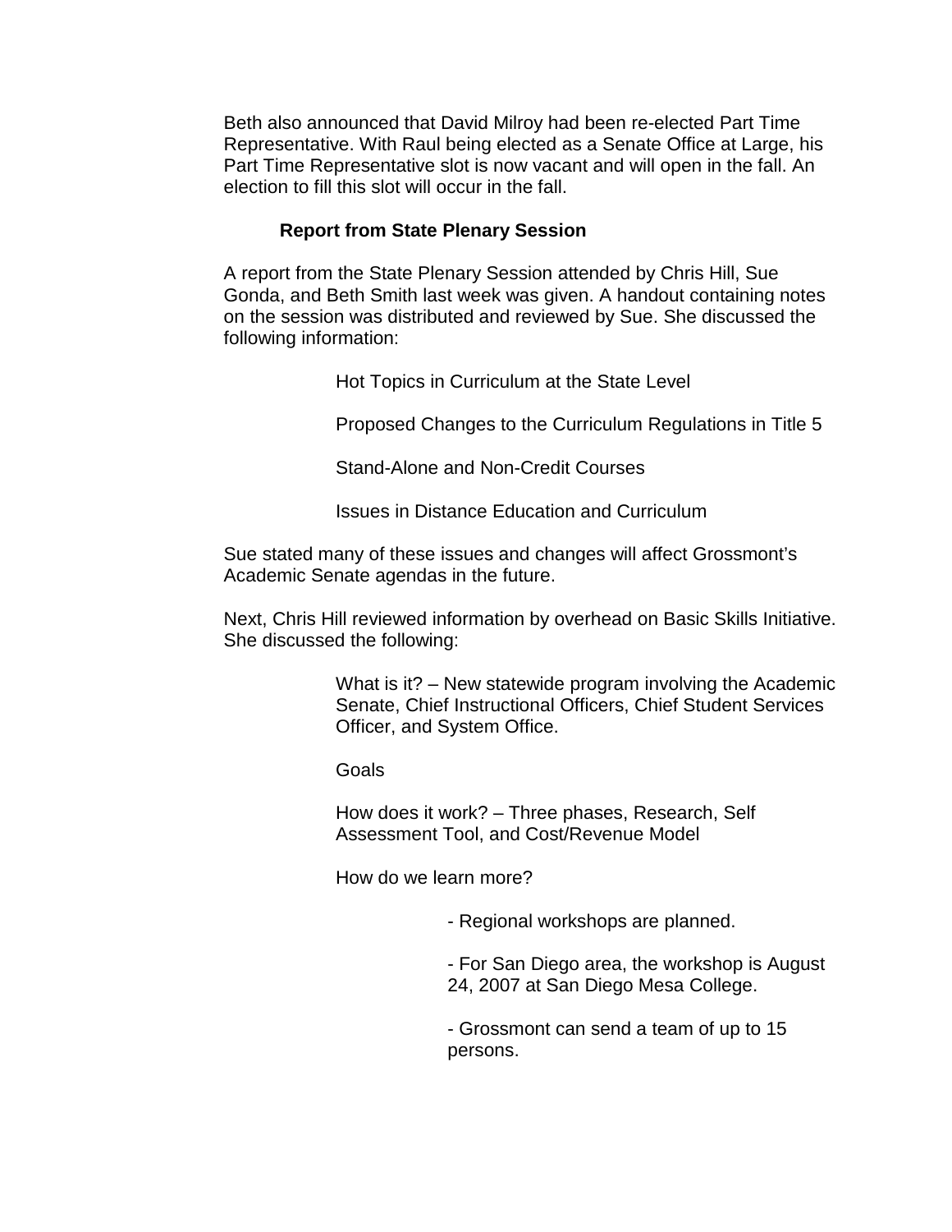Beth also announced that David Milroy had been re-elected Part Time Representative. With Raul being elected as a Senate Office at Large, his Part Time Representative slot is now vacant and will open in the fall. An election to fill this slot will occur in the fall.

### Report from State Plenary Session

A report from the State Plenary Session attended by Chris Hill, Sue Gonda, and Beth Smith last week was given. A handout containing notes on the session was distributed and reviewed by Sue. She discussed the following information:

Hot Topics in Curriculum at the State Level

Proposed Changes to the Curriculum Regulations in Title 5

Stand-Alone and Non-Credit Courses

Issues in Distance Education and Curriculum

Sue stated many of these issues and changes will affect Grossmont's Academic Senate agendas in the future.

Next, Chris Hill reviewed information by overhead on Basic Skills Initiative. She discussed the following:

What is it? – New statewide program involving the Academic Senate, Chief Instructional Officers, Chief Student Services Officer, and System Office.

Goals

How does it work? – Three phases, Research, Self Assessment Tool, and Cost/Revenue Model

How do we learn more?

- Regional workshops are planned.
- For San Diego area, the workshop is August 24, 2007 at San Diego Mesa College.
- Grossmont can send a team of up to 15 persons.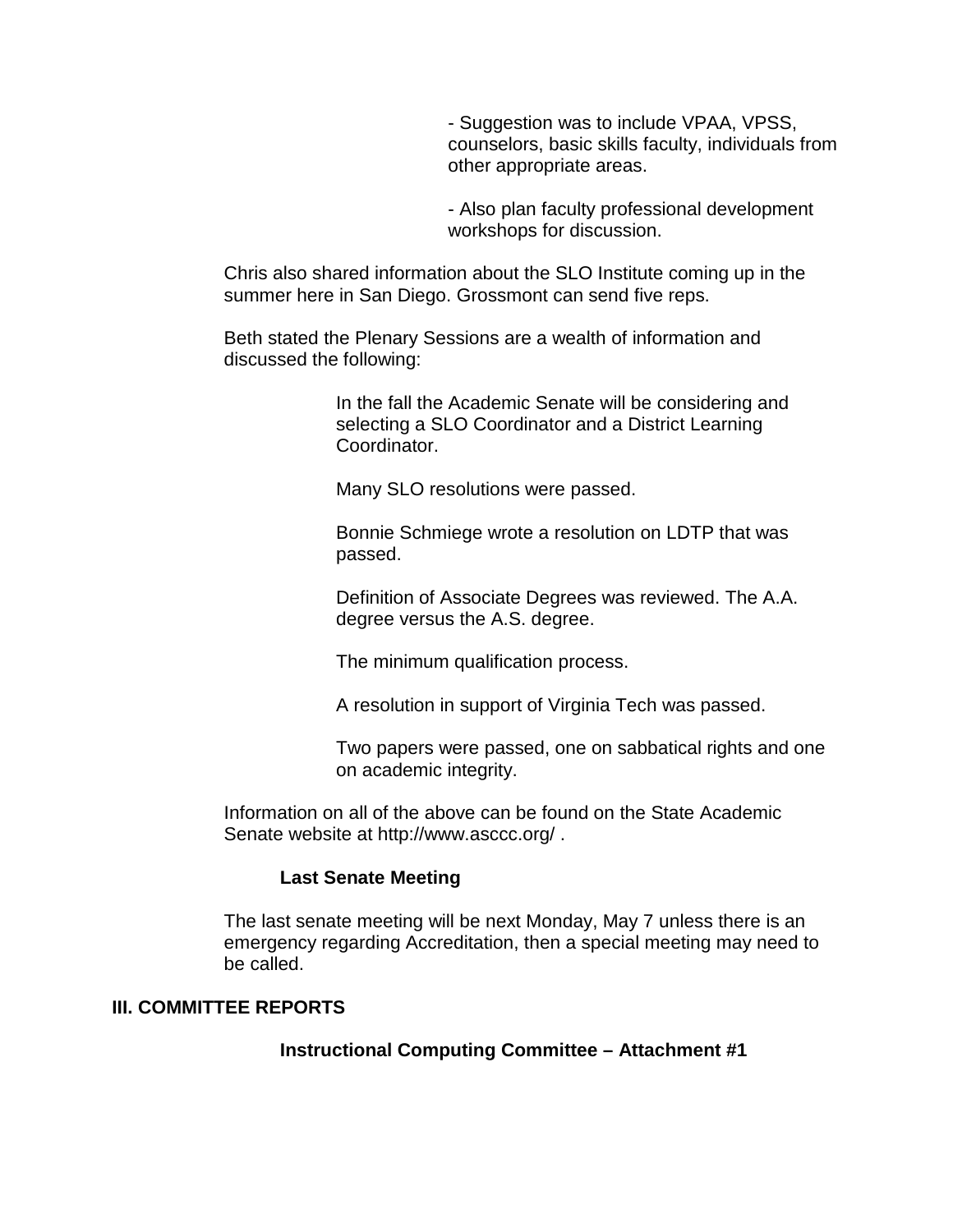- Suggestion was to include VPAA, VPSS, counselors, basic skills faculty, individuals from other appropriate areas.

- Also plan faculty professional development workshops for discussion.

Chris also shared information about the SLO Institute coming up in the summer here in San Diego. Grossmont can send five reps.

Beth stated the Plenary Sessions are a wealth of information and discussed the following:

In the fall the Academic Senate will be considering and selecting a SLO Coordinator and a District Learning Coordinator.

Many SLO resolutions were passed.

Bonnie Schmiege wrote a resolution on LDTP that was passed.

Definition of Associate Degrees was reviewed. The A.A. degree versus the A.S. degree.

The minimum qualification process.

A resolution in support of Virginia Tech was passed.

Two papers were passed, one on sabbatical rights and one on academic integrity.

Information on all of the above can be found on the State Academic Senate website at http://www.asccc.org/ .

**Last Senate Meeting**

The last senate meeting will be next Monday, May 7 unless there is an emergency regarding Accreditation, then a special meeting may need to be called.

## III. COMMITTEE REPORTS

**Instructional Computing Committee – Attachment #1**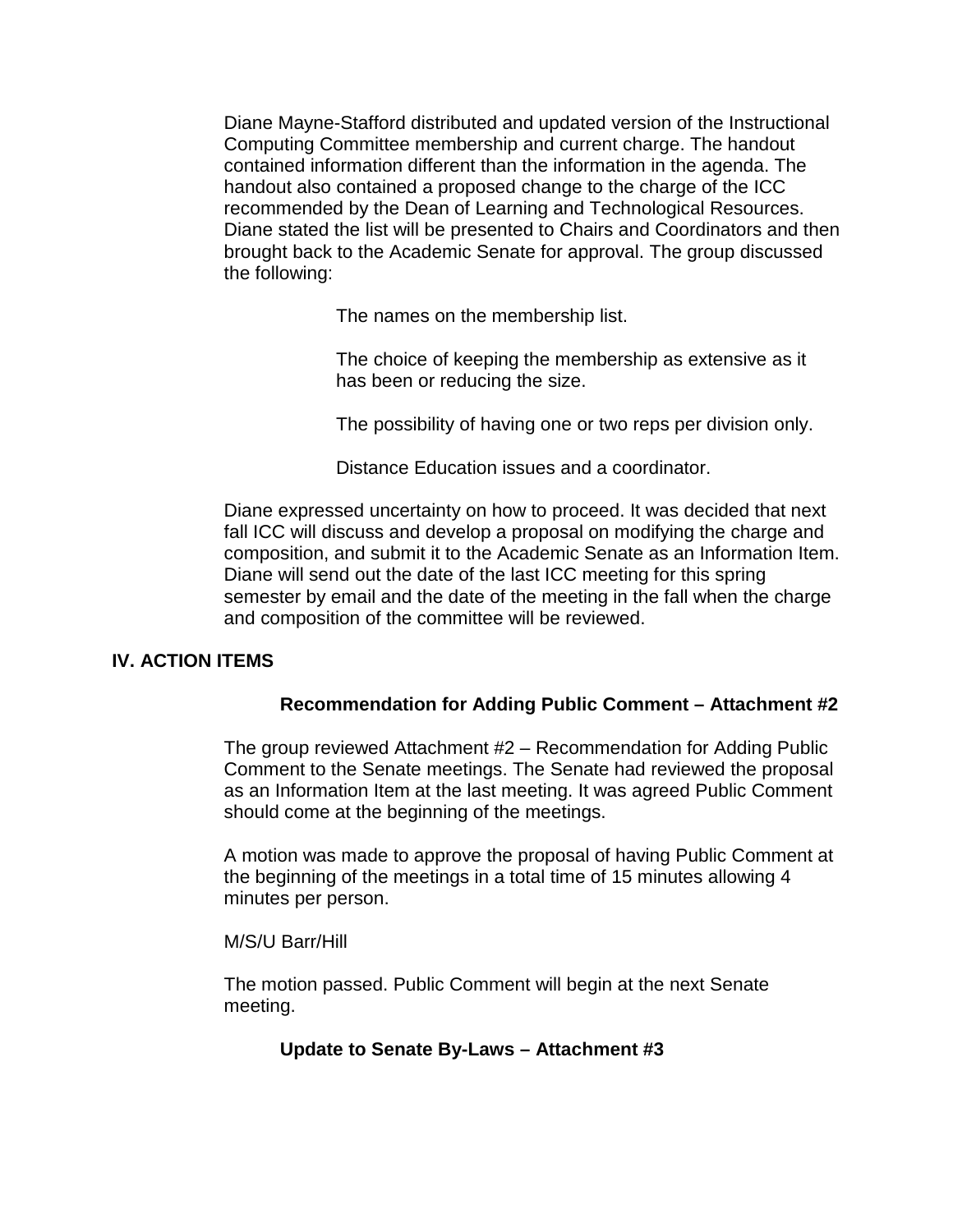Diane Mayne-Stafford distributed and updated version of the Instructional Computing Committee membership and current charge. The handout contained information different than the information in the agenda. The handout also contained a proposed change to the charge of the ICC recommended by the Dean of Learning and Technological Resources. Diane stated the list will be presented to Chairs and Coordinators and then brought back to the Academic Senate for approval. The group discussed the following:

The names on the membership list.

The choice of keeping the membership as extensive as it has been or reducing the size.

The possibility of having one or two reps per division only.

Distance Education issues and a coordinator.

Diane expressed uncertainty on how to proceed. It was decided that next fall ICC will discuss and develop a proposal on modifying the charge and composition, and submit it to the Academic Senate as an Information Item. Diane will send out the date of the last ICC meeting for this spring semester by email and the date of the meeting in the fall when the charge and composition of the committee will be reviewed.

## IV. ACTION ITEMS

**Recommendation for Adding Public Comment – Attachment #2**

The group reviewed Attachment #2 – Recommendation for Adding Public Comment to the Senate meetings. The Senate had reviewed the proposal as an Information Item at the last meeting. It was agreed Public Comment should come at the beginning of the meetings.

A motion was made to approve the proposal of having Public Comment at the beginning of the meetings in a total time of 15 minutes allowing 4 minutes per person.

M/S/U Barr/Hill

The motion passed. Public Comment will begin at the next Senate meeting.

**Update to Senate By-Laws – Attachment #3**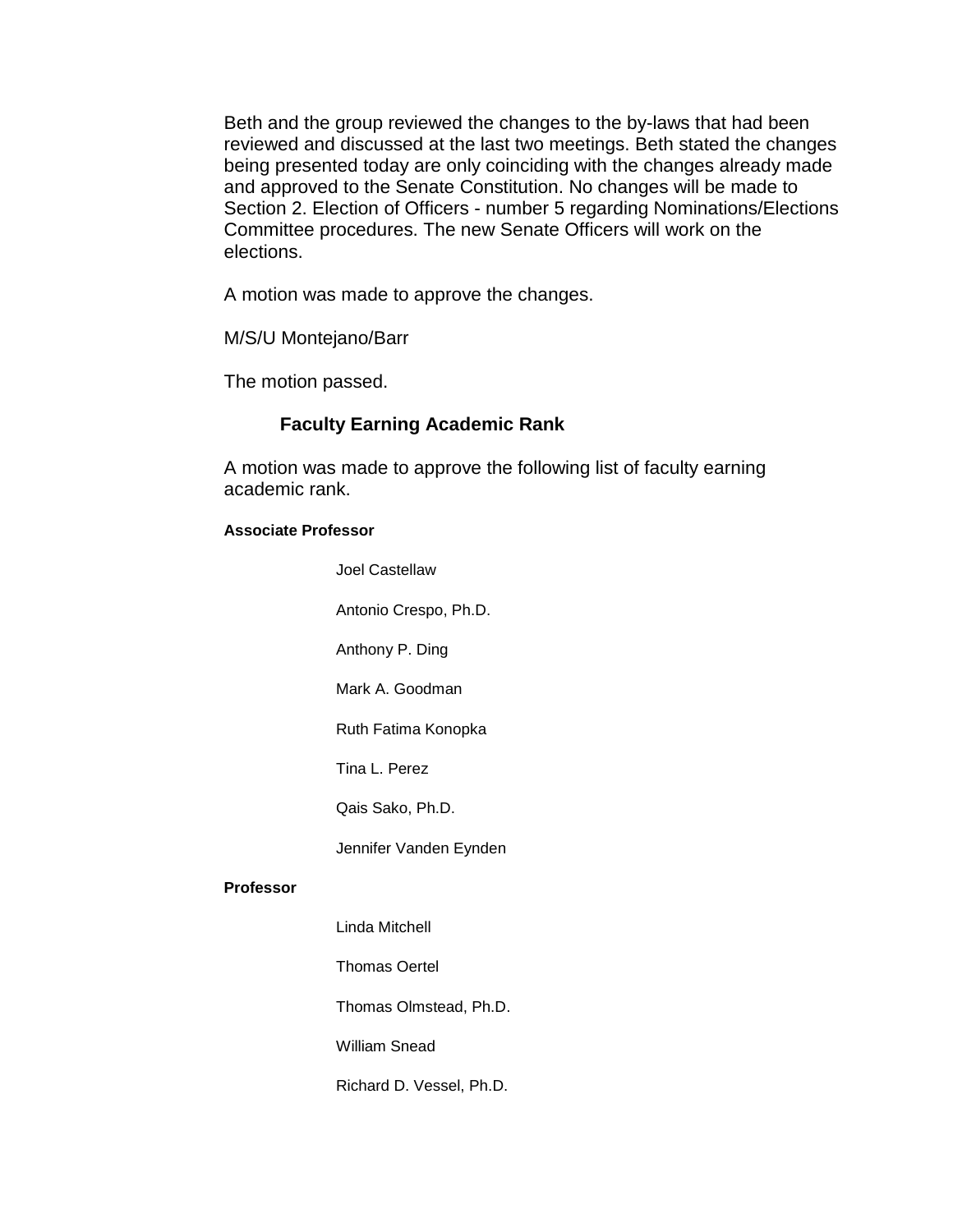Beth and the group reviewed the changes to the by-laws that had been reviewed and discussed at the last two meetings. Beth stated the changes being presented today are only coinciding with the changes already made and approved to the Senate Constitution. No changes will be made to Section 2. Election of Officers - number 5 regarding Nominations/Elections Committee procedures. The new Senate Officers will work on the elections.

A motion was made to approve the changes.

M/S/U Montejano/Barr

The motion passed.

### Faculty Earning Academic Rank

A motion was made to approve the following list of faculty earning academic rank.

**Associate Professor**

- Joel Castellaw
- Antonio Crespo, Ph.D.
- Anthony P. Ding
- Mark A. Goodman
- Ruth Fatima Konopka
- Tina L. Perez
- Qais Sako, Ph.D.
- Jennifer Vanden Eynden

**Professor**

- Linda Mitchell
- Thomas Oertel
- Thomas Olmstead, Ph.D.
- William Snead
- Richard D. Vessel, Ph.D.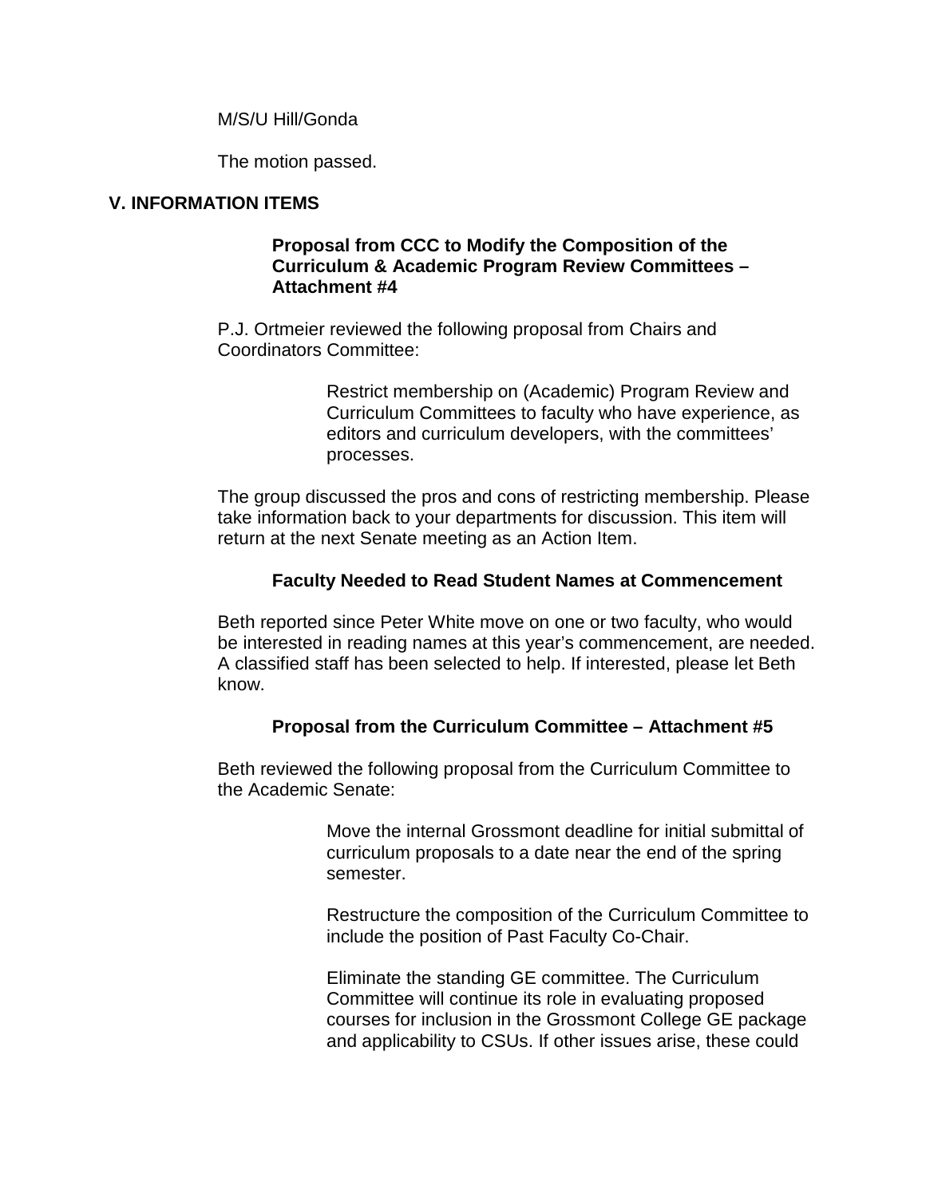M/S/U Hill/Gonda

The motion passed.

## V. INFORMATION ITEMS

**Proposal from CCC to Modify the Composition of the Curriculum & Academic Program Review Committees – Attachment #4**

P.J. Ortmeier reviewed the following proposal from Chairs and Coordinators Committee:

> Restrict membership on (Academic) Program Review and Curriculum Committees to faculty who have experience, as editors and curriculum developers, with the committees' processes.

The group discussed the pros and cons of restricting membership. Please take information back to your departments for discussion. This item will return at the next Senate meeting as an Action Item.

**Faculty Needed to Read Student Names at Commencement**

Beth reported since Peter White move on one or two faculty, who would be interested in reading names at this year's commencement, are needed. A classified staff has been selected to help. If interested, please let Beth know.

**Proposal from the Curriculum Committee – Attachment #5**

Beth reviewed the following proposal from the Curriculum Committee to the Academic Senate:

> Move the internal Grossmont deadline for initial submittal of curriculum proposals to a date near the end of the spring semester.
>
> Restructure the composition of the Curriculum Committee to include the position of Past Faculty Co-Chair.
>
> Eliminate the standing GE committee. The Curriculum Committee will continue its role in evaluating proposed courses for inclusion in the Grossmont College GE package and applicability to CSUs. If other issues arise, these could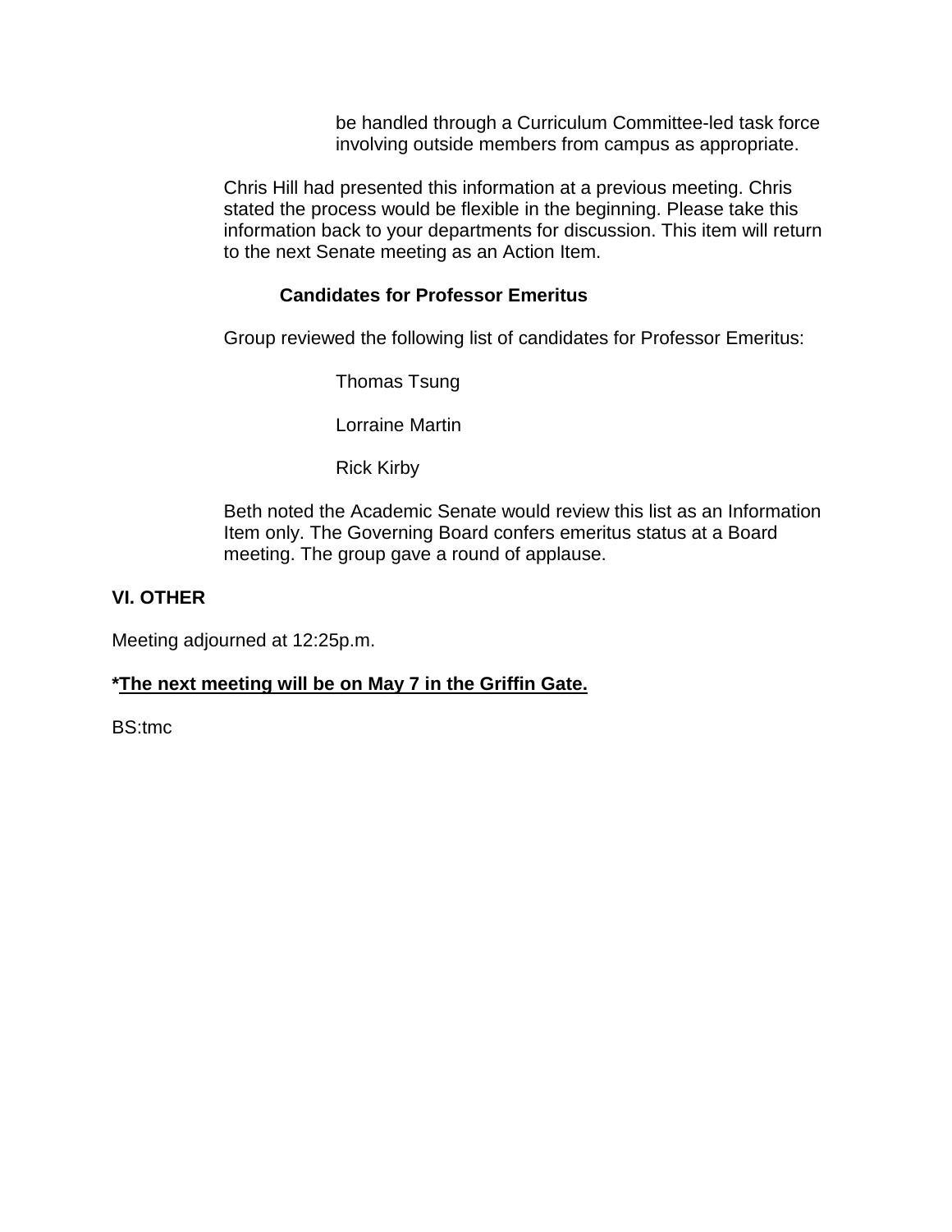be handled through a Curriculum Committee-led task force involving outside members from campus as appropriate.

Chris Hill had presented this information at a previous meeting. Chris stated the process would be flexible in the beginning. Please take this information back to your departments for discussion. This item will return to the next Senate meeting as an Action Item.

**Candidates for Professor Emeritus**

Group reviewed the following list of candidates for Professor Emeritus:

Thomas Tsung

Lorraine Martin

Rick Kirby

Beth noted the Academic Senate would review this list as an Information Item only. The Governing Board confers emeritus status at a Board meeting. The group gave a round of applause.

**VI. OTHER**

Meeting adjourned at 12:25p.m.

***<u>The next meeting will be on May 7 in the Griffin Gate.</u>***

BS:tmc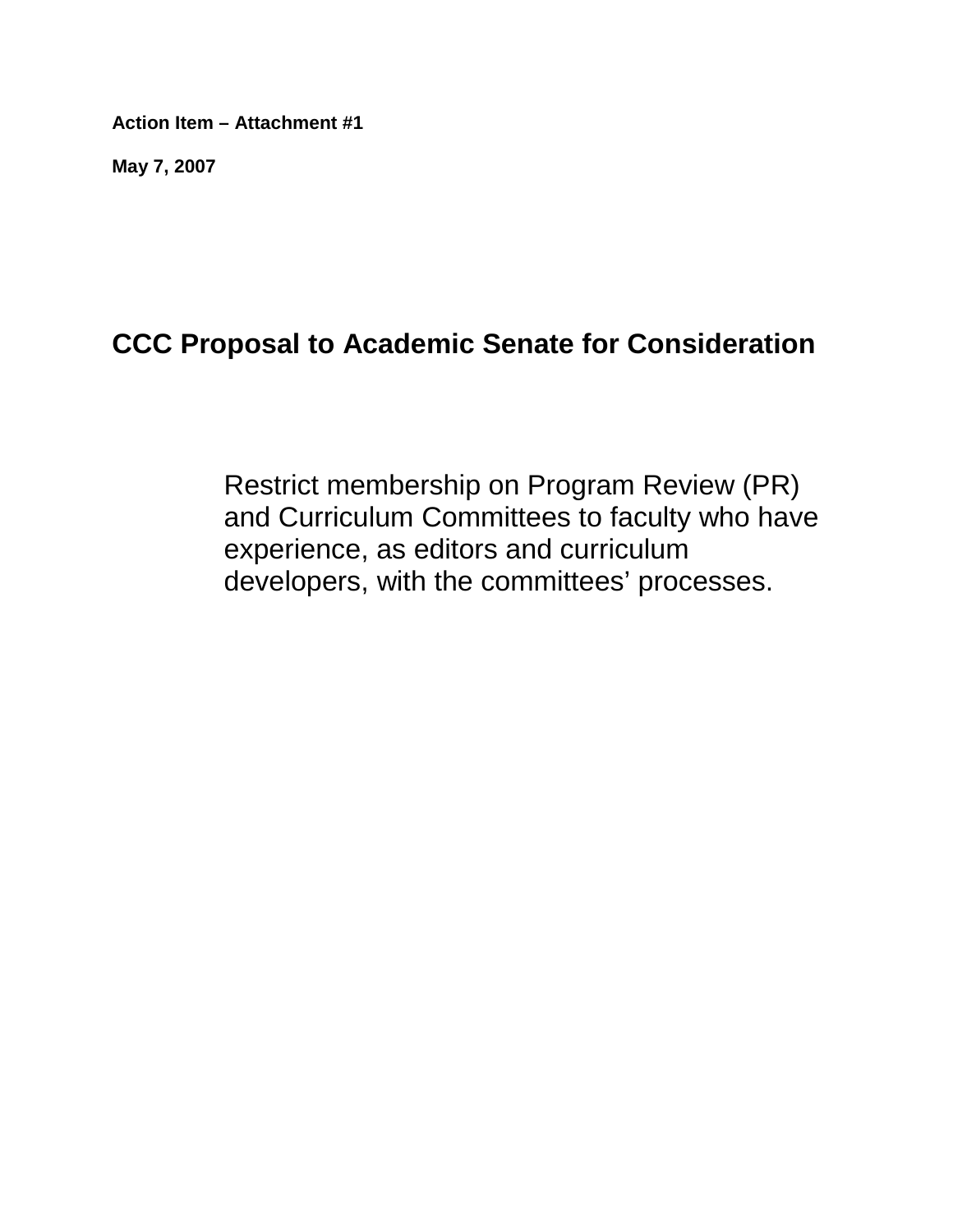**Action Item – Attachment #1**

**May 7, 2007**

# CCC Proposal to Academic Senate for Consideration

Restrict membership on Program Review (PR) and Curriculum Committees to faculty who have experience, as editors and curriculum developers, with the committees' processes.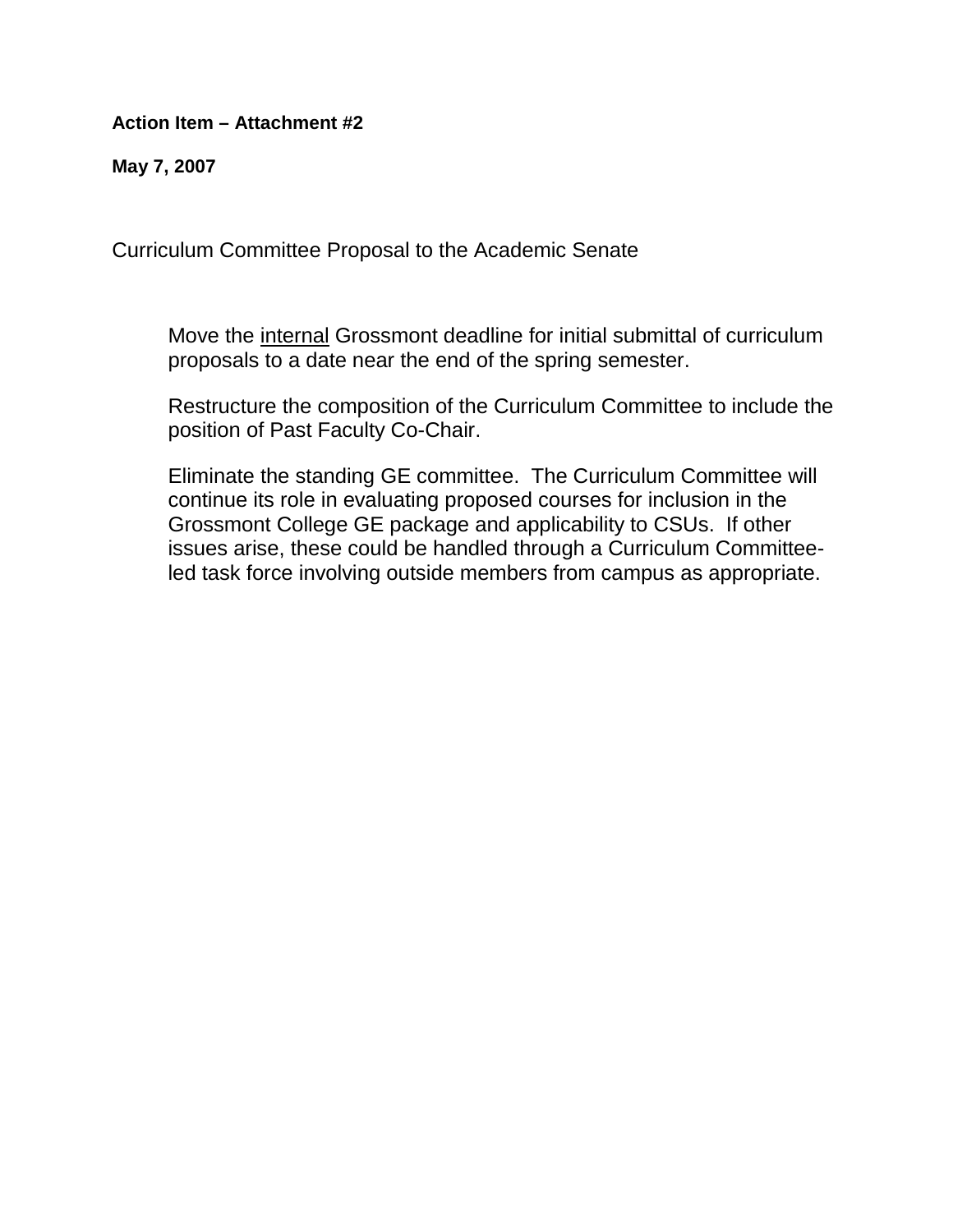**Action Item – Attachment #2**

**May 7, 2007**

Curriculum Committee Proposal to the Academic Senate

Move the <u>internal</u> Grossmont deadline for initial submittal of curriculum proposals to a date near the end of the spring semester.

Restructure the composition of the Curriculum Committee to include the position of Past Faculty Co-Chair.

Eliminate the standing GE committee. The Curriculum Committee will continue its role in evaluating proposed courses for inclusion in the Grossmont College GE package and applicability to CSUs. If other issues arise, these could be handled through a Curriculum Committee-led task force involving outside members from campus as appropriate.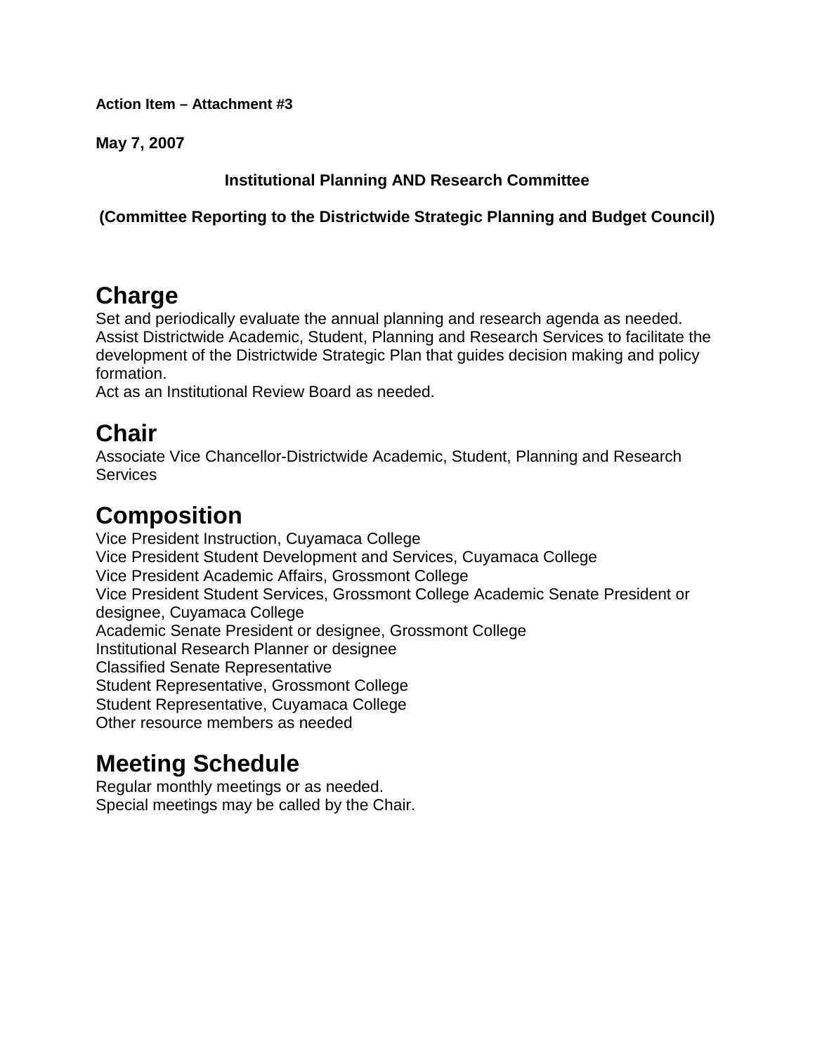**Action Item – Attachment #3**

**May 7, 2007**

**Institutional Planning AND Research Committee**

**(Committee Reporting to the Districtwide Strategic Planning and Budget Council)**

## Charge

Set and periodically evaluate the annual planning and research agenda as needed.
Assist Districtwide Academic, Student, Planning and Research Services to facilitate the development of the Districtwide Strategic Plan that guides decision making and policy formation.
Act as an Institutional Review Board as needed.

## Chair

Associate Vice Chancellor-Districtwide Academic, Student, Planning and Research Services

## Composition

Vice President Instruction, Cuyamaca College
Vice President Student Development and Services, Cuyamaca College
Vice President Academic Affairs, Grossmont College
Vice President Student Services, Grossmont College Academic Senate President or designee, Cuyamaca College
Academic Senate President or designee, Grossmont College
Institutional Research Planner or designee
Classified Senate Representative
Student Representative, Grossmont College
Student Representative, Cuyamaca College
Other resource members as needed

## Meeting Schedule

Regular monthly meetings or as needed.
Special meetings may be called by the Chair.